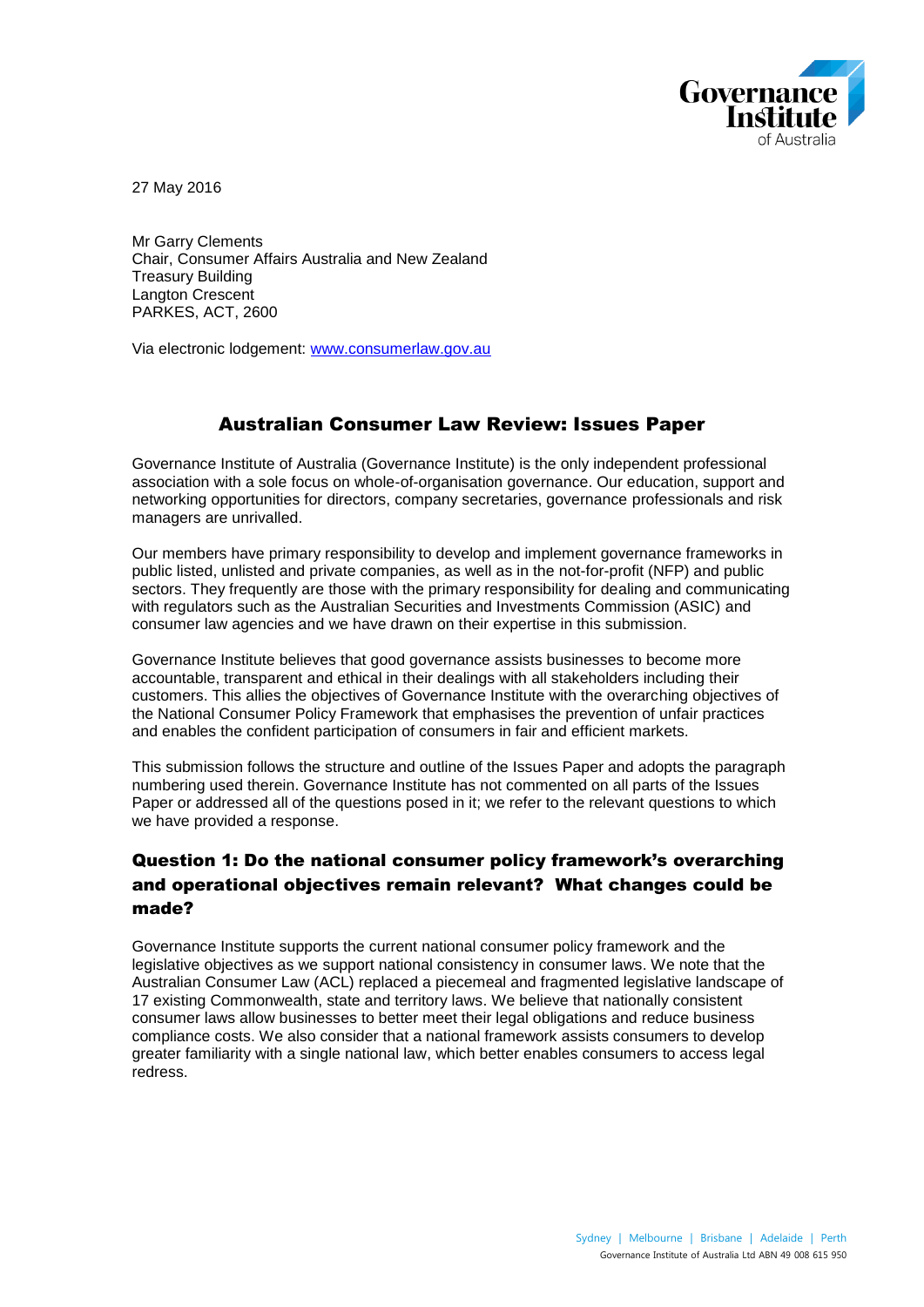27 May 2016

Mr Garry Clements
Chair, Consumer Affairs Australia and New Zealand
Treasury Building
Langton Crescent
PARKES, ACT, 2600

Via electronic lodgement: [www.consumerlaw.gov.au](http://www.consumerlaw.gov.au)

# Australian Consumer Law Review: Issues Paper

Governance Institute of Australia (Governance Institute) is the only independent professional association with a sole focus on whole-of-organisation governance. Our education, support and networking opportunities for directors, company secretaries, governance professionals and risk managers are unrivalled.

Our members have primary responsibility to develop and implement governance frameworks in public listed, unlisted and private companies, as well as in the not-for-profit (NFP) and public sectors. They frequently are those with the primary responsibility for dealing and communicating with regulators such as the Australian Securities and Investments Commission (ASIC) and consumer law agencies and we have drawn on their expertise in this submission.

Governance Institute believes that good governance assists businesses to become more accountable, transparent and ethical in their dealings with all stakeholders including their customers. This allies the objectives of Governance Institute with the overarching objectives of the National Consumer Policy Framework that emphasises the prevention of unfair practices and enables the confident participation of consumers in fair and efficient markets.

This submission follows the structure and outline of the Issues Paper and adopts the paragraph numbering used therein. Governance Institute has not commented on all parts of the Issues Paper or addressed all of the questions posed in it; we refer to the relevant questions to which we have provided a response.

## Question 1: Do the national consumer policy framework's overarching and operational objectives remain relevant? What changes could be made?

Governance Institute supports the current national consumer policy framework and the legislative objectives as we support national consistency in consumer laws. We note that the Australian Consumer Law (ACL) replaced a piecemeal and fragmented legislative landscape of 17 existing Commonwealth, state and territory laws. We believe that nationally consistent consumer laws allow businesses to better meet their legal obligations and reduce business compliance costs. We also consider that a national framework assists consumers to develop greater familiarity with a single national law, which better enables consumers to access legal redress.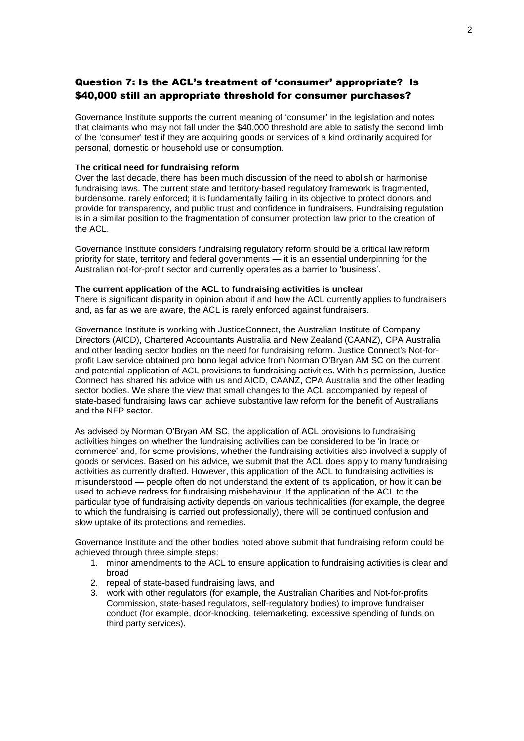## Question 7: Is the ACL's treatment of 'consumer' appropriate? Is $40,000 still an appropriate threshold for consumer purchases?

Governance Institute supports the current meaning of 'consumer' in the legislation and notes that claimants who may not fall under the $40,000 threshold are able to satisfy the second limb of the 'consumer' test if they are acquiring goods or services of a kind ordinarily acquired for personal, domestic or household use or consumption.

**The critical need for fundraising reform**

Over the last decade, there has been much discussion of the need to abolish or harmonise fundraising laws. The current state and territory-based regulatory framework is fragmented, burdensome, rarely enforced; it is fundamentally failing in its objective to protect donors and provide for transparency, and public trust and confidence in fundraisers. Fundraising regulation is in a similar position to the fragmentation of consumer protection law prior to the creation of the ACL.

Governance Institute considers fundraising regulatory reform should be a critical law reform priority for state, territory and federal governments — it is an essential underpinning for the Australian not-for-profit sector and currently operates as a barrier to 'business'.

**The current application of the ACL to fundraising activities is unclear**

There is significant disparity in opinion about if and how the ACL currently applies to fundraisers and, as far as we are aware, the ACL is rarely enforced against fundraisers.

Governance Institute is working with JusticeConnect, the Australian Institute of Company Directors (AICD), Chartered Accountants Australia and New Zealand (CAANZ), CPA Australia and other leading sector bodies on the need for fundraising reform. Justice Connect's Not-for-profit Law service obtained pro bono legal advice from Norman O'Bryan AM SC on the current and potential application of ACL provisions to fundraising activities. With his permission, Justice Connect has shared his advice with us and AICD, CAANZ, CPA Australia and the other leading sector bodies. We share the view that small changes to the ACL accompanied by repeal of state-based fundraising laws can achieve substantive law reform for the benefit of Australians and the NFP sector.

As advised by Norman O'Bryan AM SC, the application of ACL provisions to fundraising activities hinges on whether the fundraising activities can be considered to be 'in trade or commerce' and, for some provisions, whether the fundraising activities also involved a supply of goods or services. Based on his advice, we submit that the ACL does apply to many fundraising activities as currently drafted. However, this application of the ACL to fundraising activities is misunderstood — people often do not understand the extent of its application, or how it can be used to achieve redress for fundraising misbehaviour. If the application of the ACL to the particular type of fundraising activity depends on various technicalities (for example, the degree to which the fundraising is carried out professionally), there will be continued confusion and slow uptake of its protections and remedies.

Governance Institute and the other bodies noted above submit that fundraising reform could be achieved through three simple steps:

1. minor amendments to the ACL to ensure application to fundraising activities is clear and broad
2. repeal of state-based fundraising laws, and
3. work with other regulators (for example, the Australian Charities and Not-for-profits Commission, state-based regulators, self-regulatory bodies) to improve fundraiser conduct (for example, door-knocking, telemarketing, excessive spending of funds on third party services).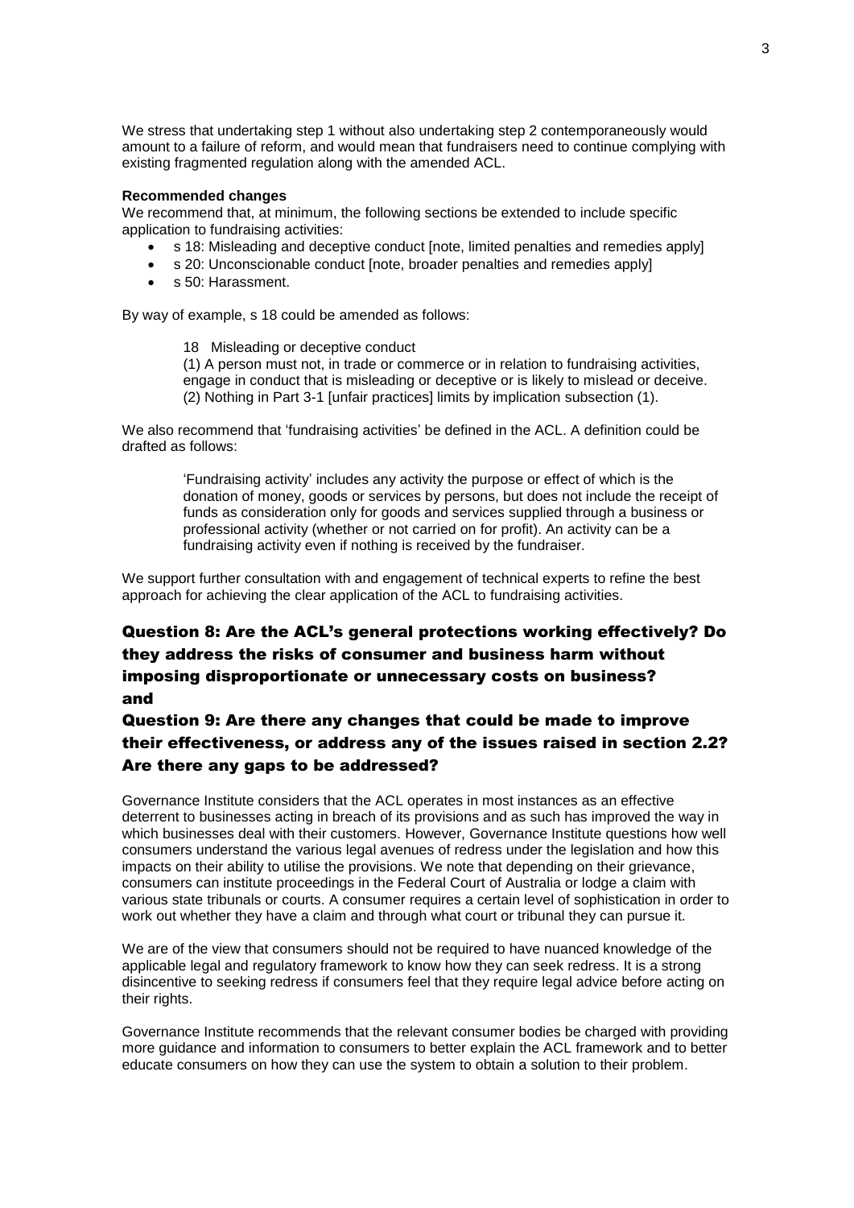We stress that undertaking step 1 without also undertaking step 2 contemporaneously would amount to a failure of reform, and would mean that fundraisers need to continue complying with existing fragmented regulation along with the amended ACL.

**Recommended changes**

We recommend that, at minimum, the following sections be extended to include specific application to fundraising activities:

- s 18: Misleading and deceptive conduct [note, limited penalties and remedies apply]
- s 20: Unconscionable conduct [note, broader penalties and remedies apply]
- s 50: Harassment.

By way of example, s 18 could be amended as follows:

> 18 Misleading or deceptive conduct
>
> (1) A person must not, in trade or commerce or in relation to fundraising activities, engage in conduct that is misleading or deceptive or is likely to mislead or deceive.
>
> (2) Nothing in Part 3-1 [unfair practices] limits by implication subsection (1).

We also recommend that 'fundraising activities' be defined in the ACL. A definition could be drafted as follows:

> 'Fundraising activity' includes any activity the purpose or effect of which is the donation of money, goods or services by persons, but does not include the receipt of funds as consideration only for goods and services supplied through a business or professional activity (whether or not carried on for profit). An activity can be a fundraising activity even if nothing is received by the fundraiser.

We support further consultation with and engagement of technical experts to refine the best approach for achieving the clear application of the ACL to fundraising activities.

## Question 8: Are the ACL's general protections working effectively? Do they address the risks of consumer and business harm without imposing disproportionate or unnecessary costs on business? and

## Question 9: Are there any changes that could be made to improve their effectiveness, or address any of the issues raised in section 2.2? Are there any gaps to be addressed?

Governance Institute considers that the ACL operates in most instances as an effective deterrent to businesses acting in breach of its provisions and as such has improved the way in which businesses deal with their customers. However, Governance Institute questions how well consumers understand the various legal avenues of redress under the legislation and how this impacts on their ability to utilise the provisions. We note that depending on their grievance, consumers can institute proceedings in the Federal Court of Australia or lodge a claim with various state tribunals or courts. A consumer requires a certain level of sophistication in order to work out whether they have a claim and through what court or tribunal they can pursue it.

We are of the view that consumers should not be required to have nuanced knowledge of the applicable legal and regulatory framework to know how they can seek redress. It is a strong disincentive to seeking redress if consumers feel that they require legal advice before acting on their rights.

Governance Institute recommends that the relevant consumer bodies be charged with providing more guidance and information to consumers to better explain the ACL framework and to better educate consumers on how they can use the system to obtain a solution to their problem.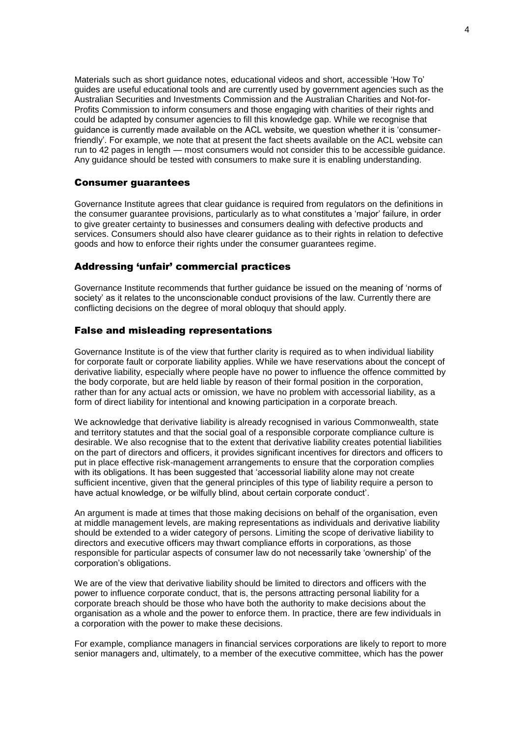Materials such as short guidance notes, educational videos and short, accessible 'How To' guides are useful educational tools and are currently used by government agencies such as the Australian Securities and Investments Commission and the Australian Charities and Not-for-Profits Commission to inform consumers and those engaging with charities of their rights and could be adapted by consumer agencies to fill this knowledge gap. While we recognise that guidance is currently made available on the ACL website, we question whether it is 'consumer-friendly'. For example, we note that at present the fact sheets available on the ACL website can run to 42 pages in length — most consumers would not consider this to be accessible guidance. Any guidance should be tested with consumers to make sure it is enabling understanding.

## Consumer guarantees

Governance Institute agrees that clear guidance is required from regulators on the definitions in the consumer guarantee provisions, particularly as to what constitutes a 'major' failure, in order to give greater certainty to businesses and consumers dealing with defective products and services. Consumers should also have clearer guidance as to their rights in relation to defective goods and how to enforce their rights under the consumer guarantees regime.

## Addressing 'unfair' commercial practices

Governance Institute recommends that further guidance be issued on the meaning of 'norms of society' as it relates to the unconscionable conduct provisions of the law. Currently there are conflicting decisions on the degree of moral obloquy that should apply.

## False and misleading representations

Governance Institute is of the view that further clarity is required as to when individual liability for corporate fault or corporate liability applies. While we have reservations about the concept of derivative liability, especially where people have no power to influence the offence committed by the body corporate, but are held liable by reason of their formal position in the corporation, rather than for any actual acts or omission, we have no problem with accessorial liability, as a form of direct liability for intentional and knowing participation in a corporate breach.

We acknowledge that derivative liability is already recognised in various Commonwealth, state and territory statutes and that the social goal of a responsible corporate compliance culture is desirable. We also recognise that to the extent that derivative liability creates potential liabilities on the part of directors and officers, it provides significant incentives for directors and officers to put in place effective risk-management arrangements to ensure that the corporation complies with its obligations. It has been suggested that 'accessorial liability alone may not create sufficient incentive, given that the general principles of this type of liability require a person to have actual knowledge, or be wilfully blind, about certain corporate conduct'.

An argument is made at times that those making decisions on behalf of the organisation, even at middle management levels, are making representations as individuals and derivative liability should be extended to a wider category of persons. Limiting the scope of derivative liability to directors and executive officers may thwart compliance efforts in corporations, as those responsible for particular aspects of consumer law do not necessarily take 'ownership' of the corporation's obligations.

We are of the view that derivative liability should be limited to directors and officers with the power to influence corporate conduct, that is, the persons attracting personal liability for a corporate breach should be those who have both the authority to make decisions about the organisation as a whole and the power to enforce them. In practice, there are few individuals in a corporation with the power to make these decisions.

For example, compliance managers in financial services corporations are likely to report to more senior managers and, ultimately, to a member of the executive committee, which has the power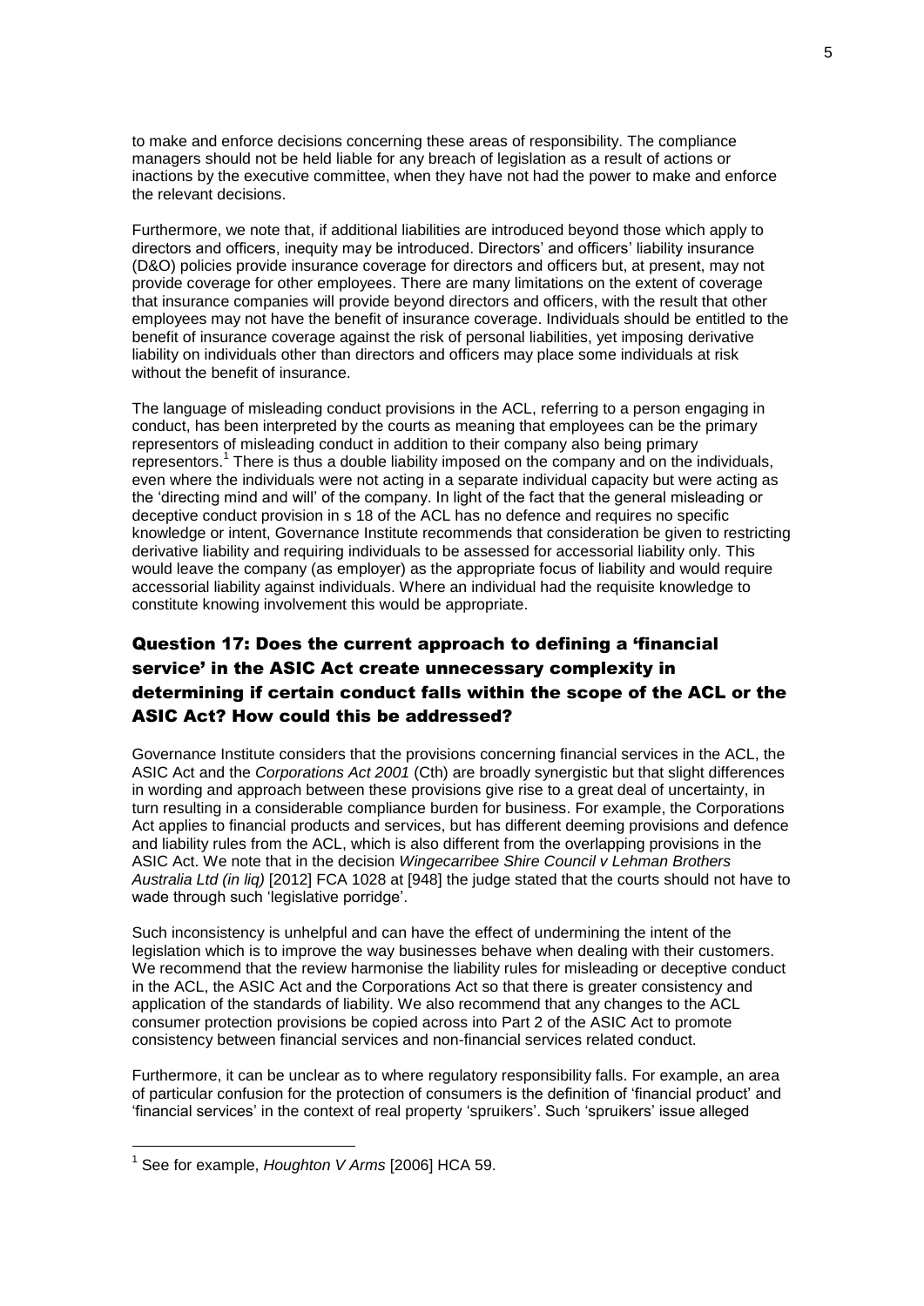to make and enforce decisions concerning these areas of responsibility. The compliance managers should not be held liable for any breach of legislation as a result of actions or inactions by the executive committee, when they have not had the power to make and enforce the relevant decisions.

Furthermore, we note that, if additional liabilities are introduced beyond those which apply to directors and officers, inequity may be introduced. Directors' and officers' liability insurance (D&O) policies provide insurance coverage for directors and officers but, at present, may not provide coverage for other employees. There are many limitations on the extent of coverage that insurance companies will provide beyond directors and officers, with the result that other employees may not have the benefit of insurance coverage. Individuals should be entitled to the benefit of insurance coverage against the risk of personal liabilities, yet imposing derivative liability on individuals other than directors and officers may place some individuals at risk without the benefit of insurance.

The language of misleading conduct provisions in the ACL, referring to a person engaging in conduct, has been interpreted by the courts as meaning that employees can be the primary representors of misleading conduct in addition to their company also being primary representors.[1] There is thus a double liability imposed on the company and on the individuals, even where the individuals were not acting in a separate individual capacity but were acting as the 'directing mind and will' of the company. In light of the fact that the general misleading or deceptive conduct provision in s 18 of the ACL has no defence and requires no specific knowledge or intent, Governance Institute recommends that consideration be given to restricting derivative liability and requiring individuals to be assessed for accessorial liability only. This would leave the company (as employer) as the appropriate focus of liability and would require accessorial liability against individuals. Where an individual had the requisite knowledge to constitute knowing involvement this would be appropriate.

## Question 17: Does the current approach to defining a 'financial service' in the ASIC Act create unnecessary complexity in determining if certain conduct falls within the scope of the ACL or the ASIC Act? How could this be addressed?

Governance Institute considers that the provisions concerning financial services in the ACL, the ASIC Act and the *Corporations Act 2001* (Cth) are broadly synergistic but that slight differences in wording and approach between these provisions give rise to a great deal of uncertainty, in turn resulting in a considerable compliance burden for business. For example, the Corporations Act applies to financial products and services, but has different deeming provisions and defence and liability rules from the ACL, which is also different from the overlapping provisions in the ASIC Act. We note that in the decision *Wingecarribee Shire Council v Lehman Brothers Australia Ltd (in liq)* [2012] FCA 1028 at [948] the judge stated that the courts should not have to wade through such 'legislative porridge'.

Such inconsistency is unhelpful and can have the effect of undermining the intent of the legislation which is to improve the way businesses behave when dealing with their customers. We recommend that the review harmonise the liability rules for misleading or deceptive conduct in the ACL, the ASIC Act and the Corporations Act so that there is greater consistency and application of the standards of liability. We also recommend that any changes to the ACL consumer protection provisions be copied across into Part 2 of the ASIC Act to promote consistency between financial services and non-financial services related conduct.

Furthermore, it can be unclear as to where regulatory responsibility falls. For example, an area of particular confusion for the protection of consumers is the definition of 'financial product' and 'financial services' in the context of real property 'spruikers'. Such 'spruikers' issue alleged

[1] See for example, *Houghton V Arms* [2006] HCA 59.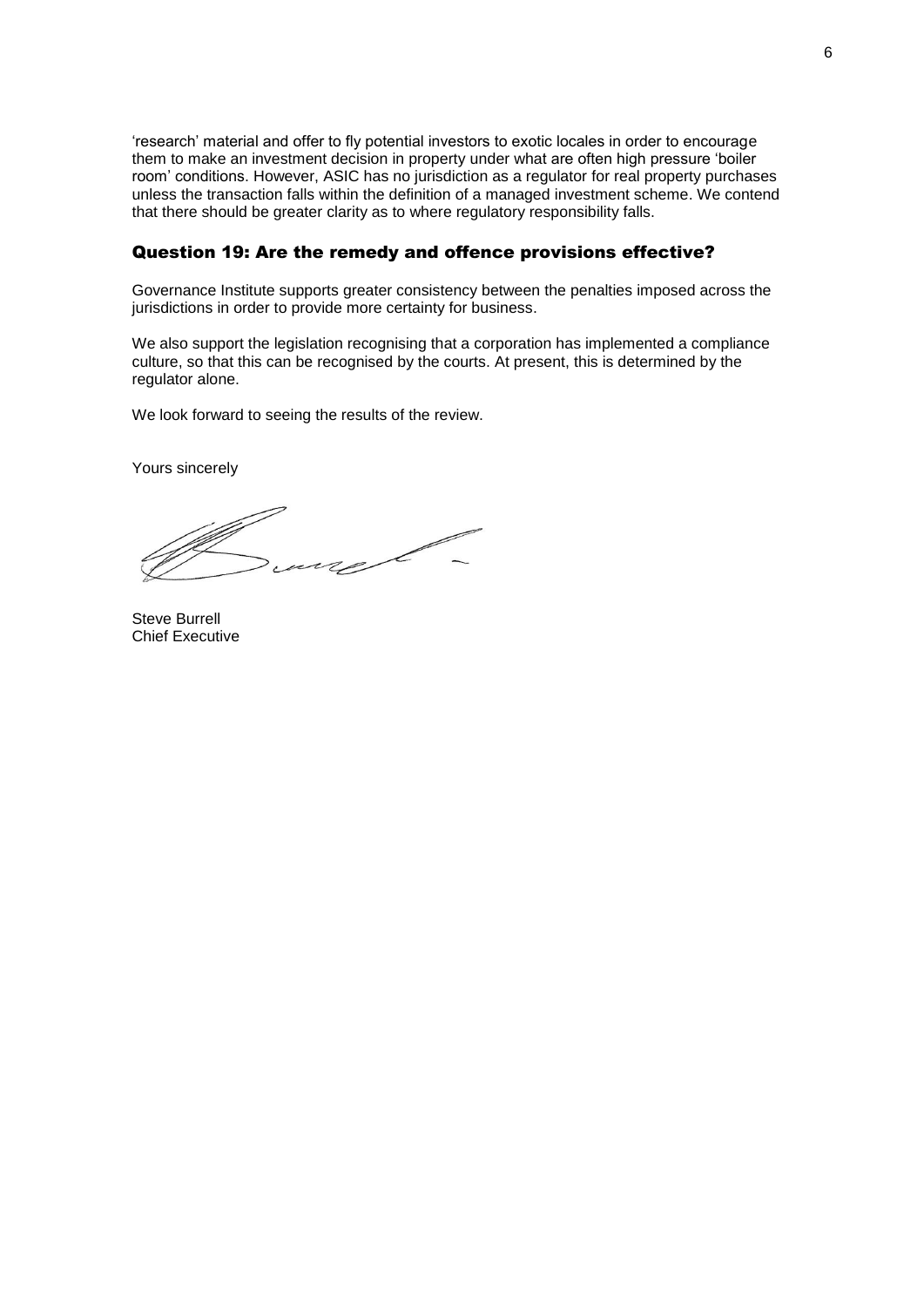'research' material and offer to fly potential investors to exotic locales in order to encourage them to make an investment decision in property under what are often high pressure 'boiler room' conditions. However, ASIC has no jurisdiction as a regulator for real property purchases unless the transaction falls within the definition of a managed investment scheme. We contend that there should be greater clarity as to where regulatory responsibility falls.

## Question 19: Are the remedy and offence provisions effective?

Governance Institute supports greater consistency between the penalties imposed across the jurisdictions in order to provide more certainty for business.

We also support the legislation recognising that a corporation has implemented a compliance culture, so that this can be recognised by the courts. At present, this is determined by the regulator alone.

We look forward to seeing the results of the review.

Yours sincerely

Steve Burrell
Chief Executive